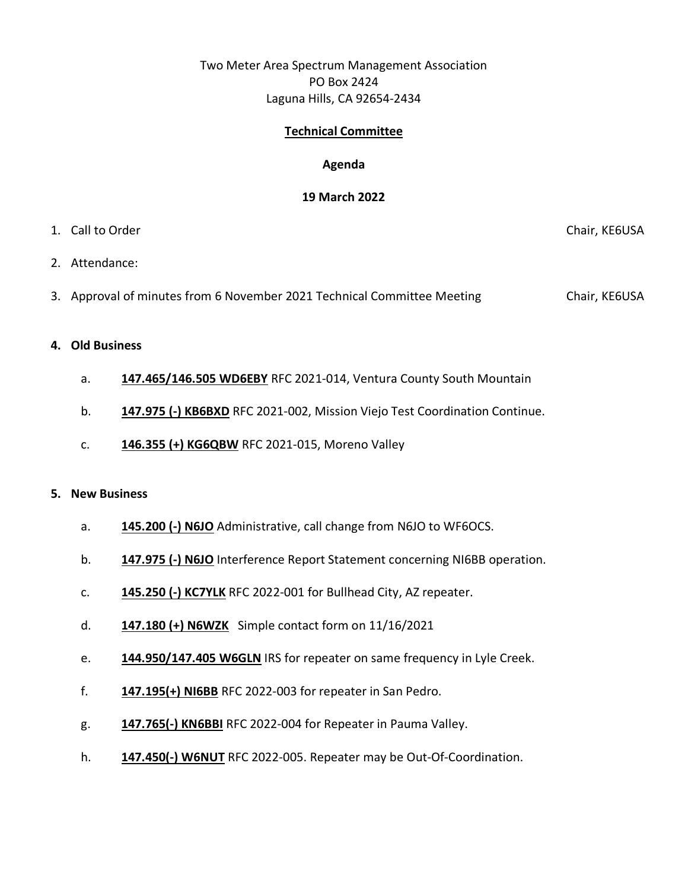Two Meter Area Spectrum Management Association
PO Box 2424
Laguna Hills, CA 92654-2434

**Technical Committee**

**Agenda**

**19 March 2022**

1. Call to Order — Chair, KE6USA
2. Attendance:
3. Approval of minutes from 6 November 2021 Technical Committee Meeting — Chair, KE6USA

**4. Old Business**

   a. **147.465/146.505 WD6EBY** RFC 2021-014, Ventura County South Mountain

   b. **147.975 (-) KB6BXD** RFC 2021-002, Mission Viejo Test Coordination Continue.

   c. **146.355 (+) KG6QBW** RFC 2021-015, Moreno Valley

**5. New Business**

   a. **145.200 (-) N6JO** Administrative, call change from N6JO to WF6OCS.

   b. **147.975 (-) N6JO** Interference Report Statement concerning NI6BB operation.

   c. **145.250 (-) KC7YLK** RFC 2022-001 for Bullhead City, AZ repeater.

   d. **147.180 (+) N6WZK** Simple contact form on 11/16/2021

   e. **144.950/147.405 W6GLN** IRS for repeater on same frequency in Lyle Creek.

   f. **147.195(+) NI6BB** RFC 2022-003 for repeater in San Pedro.

   g. **147.765(-) KN6BBI** RFC 2022-004 for Repeater in Pauma Valley.

   h. **147.450(-) W6NUT** RFC 2022-005. Repeater may be Out-Of-Coordination.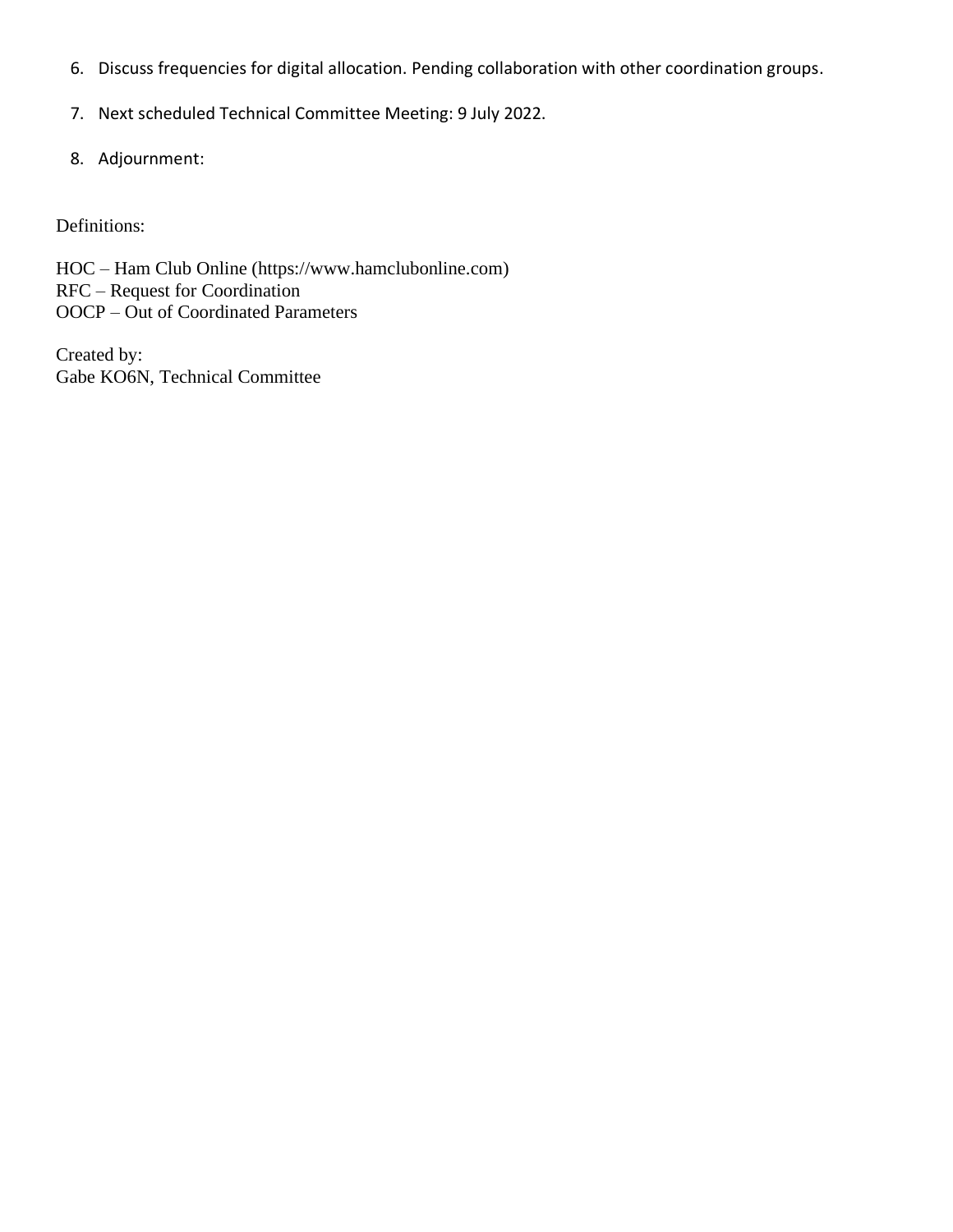6. Discuss frequencies for digital allocation. Pending collaboration with other coordination groups.

7. Next scheduled Technical Committee Meeting: 9 July 2022.

8. Adjournment:

Definitions:

HOC – Ham Club Online (https://www.hamclubonline.com)
RFC – Request for Coordination
OOCP – Out of Coordinated Parameters

Created by:
Gabe KO6N, Technical Committee